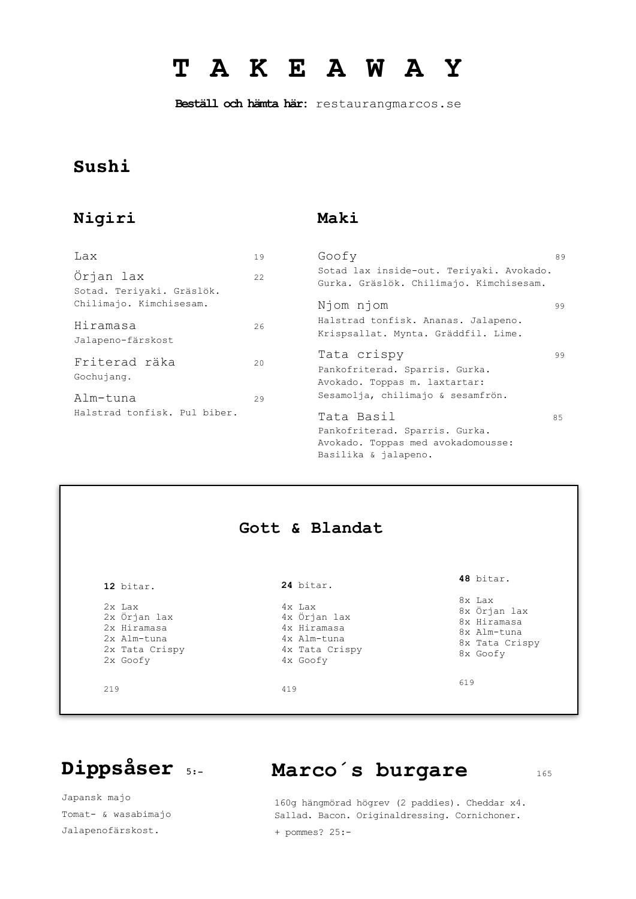# T A K E A W A Y

**Beställ och hämta här:** restaurangmarcos.se

## Sushi

### Nigiri

Lax 19

Örjan lax 22
Sotad. Teriyaki. Gräslök. Chilimajo. Kimchisesam.

Hiramasa 26
Jalapeno-färskost

Friterad räka 20
Gochujang.

Alm-tuna 29
Halstrad tonfisk. Pul biber.

### Maki

Goofy 89
Sotad lax inside-out. Teriyaki. Avokado. Gurka. Gräslök. Chilimajo. Kimchisesam.

Njom njom 99
Halstrad tonfisk. Ananas. Jalapeno. Krispsallat. Mynta. Gräddfil. Lime.

Tata crispy 99
Pankofriterad. Sparris. Gurka. Avokado. Toppas m. laxtartar: Sesamolja, chilimajo & sesamfrön.

Tata Basil 85
Pankofriterad. Sparris. Gurka. Avokado. Toppas med avokadomousse: Basilika & jalapeno.

## Gott & Blandat

**12** bitar.

2x Lax
2x Örjan lax
2x Hiramasa
2x Alm-tuna
2x Tata Crispy
2x Goofy

219

**24** bitar.

4x Lax
4x Örjan lax
4x Hiramasa
4x Alm-tuna
4x Tata Crispy
4x Goofy

419

**48** bitar.

8x Lax
8x Örjan lax
8x Hiramasa
8x Alm-tuna
8x Tata Crispy
8x Goofy

619

## Dippsåser 5:-

Japansk majo

Tomat- & wasabimajo

Jalapenofärskost.

## Marco´s burgare 165

160g hängmörad högrev (2 paddies). Cheddar x4. Sallad. Bacon. Originaldressing. Cornichoner.

+ pommes? 25:-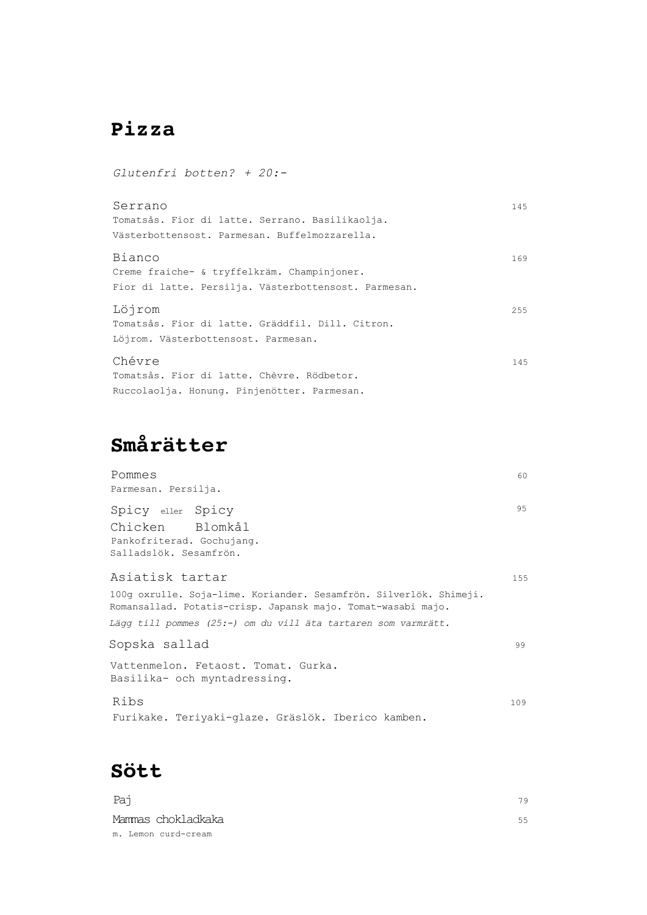# Pizza

*Glutenfri botten? + 20:-*

Serrano 145
Tomatsås. Fior di latte. Serrano. Basilikaolja.
Västerbottensost. Parmesan. Buffelmozzarella.

Bianco 169
Creme fraiche- & tryffelkräm. Champinjoner.
Fior di latte. Persilja. Västerbottensost. Parmesan.

Löjrom 255
Tomatsås. Fior di latte. Gräddfil. Dill. Citron.
Löjrom. Västerbottensost. Parmesan.

Chévre 145
Tomatsås. Fior di latte. Chèvre. Rödbetor.
Ruccolaolja. Honung. Pinjenötter. Parmesan.

# Smårätter

Pommes 60
Parmesan. Persilja.

Spicy Chicken eller Spicy Blomkål 95
Pankofriterad. Gochujang.
Salladslök. Sesamfrön.

Asiatisk tartar 155
100g oxrulle. Soja-lime. Koriander. Sesamfrön. Silverlök. Shimeji.
Romansallad. Potatis-crisp. Japansk majo. Tomat-wasabi majo.
*Lägg till pommes (25:-) om du vill äta tartaren som varmrätt.*

Sopska sallad 99
Vattenmelon. Fetaost. Tomat. Gurka.
Basilika- och myntadressing.

Ribs 109
Furikake. Teriyaki-glaze. Gräslök. Iberico kamben.

# Sött

Paj 79

Mammas chokladkaka 55
m. Lemon curd-cream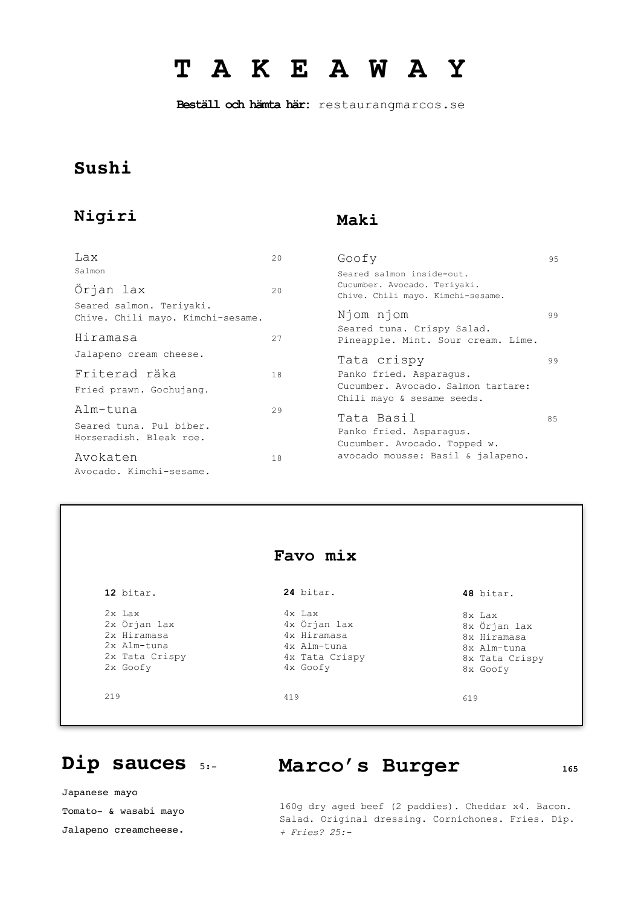# T A K E A W A Y

**Beställ och hämta här:** restaurangmarcos.se

## Sushi

### Nigiri

Lax — 20
Salmon

Örjan lax — 20
Seared salmon. Teriyaki. Chive. Chili mayo. Kimchi-sesame.

Hiramasa — 27
Jalapeno cream cheese.

Friterad räka — 18
Fried prawn. Gochujang.

Alm-tuna — 29
Seared tuna. Pul biber. Horseradish. Bleak roe.

Avokaten — 18
Avocado. Kimchi-sesame.

### Maki

Goofy — 95
Seared salmon inside-out. Cucumber. Avocado. Teriyaki. Chive. Chili mayo. Kimchi-sesame.

Njom njom — 99
Seared tuna. Crispy Salad. Pineapple. Mint. Sour cream. Lime.

Tata crispy — 99
Panko fried. Asparagus. Cucumber. Avocado. Salmon tartare: Chili mayo & sesame seeds.

Tata Basil — 85
Panko fried. Asparagus. Cucumber. Avocado. Topped w. avocado mousse: Basil & jalapeno.

## Favo mix

| **12** bitar. | **24** bitar. | **48** bitar. |
| --- | --- | --- |
| 2x Lax | 4x Lax | 8x Lax |
| 2x Örjan lax | 4x Örjan lax | 8x Örjan lax |
| 2x Hiramasa | 4x Hiramasa | 8x Hiramasa |
| 2x Alm-tuna | 4x Alm-tuna | 8x Alm-tuna |
| 2x Tata Crispy | 4x Tata Crispy | 8x Tata Crispy |
| 2x Goofy | 4x Goofy | 8x Goofy |
| 219 | 419 | 619 |

## Dip sauces 5:-

Japanese mayo

Tomato- & wasabi mayo

Jalapeno creamcheese.

## Marco's Burger — 165

160g dry aged beef (2 paddies). Cheddar x4. Bacon. Salad. Original dressing. Cornichones. Fries. Dip.
*+ Fries? 25:-*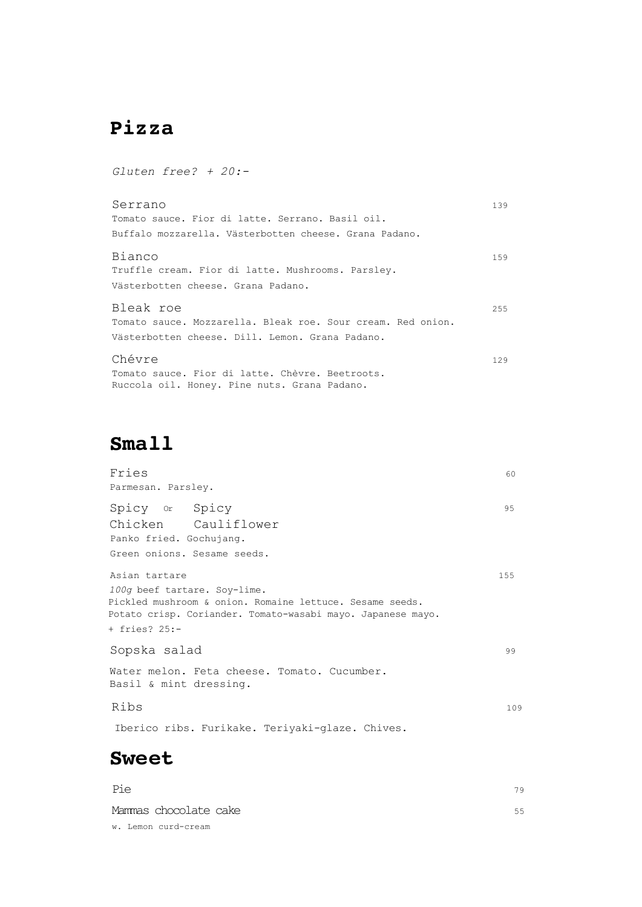## Pizza

*Gluten free? + 20:-*

Serrano 139
Tomato sauce. Fior di latte. Serrano. Basil oil.
Buffalo mozzarella. Västerbotten cheese. Grana Padano.

Bianco 159
Truffle cream. Fior di latte. Mushrooms. Parsley.
Västerbotten cheese. Grana Padano.

Bleak roe 255
Tomato sauce. Mozzarella. Bleak roe. Sour cream. Red onion.
Västerbotten cheese. Dill. Lemon. Grana Padano.

Chévre 129
Tomato sauce. Fior di latte. Chèvre. Beetroots.
Ruccola oil. Honey. Pine nuts. Grana Padano.

## Small

Fries 60
Parmesan. Parsley.

Spicy Chicken Or Spicy Cauliflower 95
Panko fried. Gochujang.
Green onions. Sesame seeds.

Asian tartare 155
*100g* beef tartare. Soy-lime.
Pickled mushroom & onion. Romaine lettuce. Sesame seeds.
Potato crisp. Coriander. Tomato-wasabi mayo. Japanese mayo.
+ fries? 25:-

Sopska salad 99
Water melon. Feta cheese. Tomato. Cucumber.
Basil & mint dressing.

Ribs 109
Iberico ribs. Furikake. Teriyaki-glaze. Chives.

## Sweet

Pie 79

Mammas chocolate cake 55
w. Lemon curd-cream